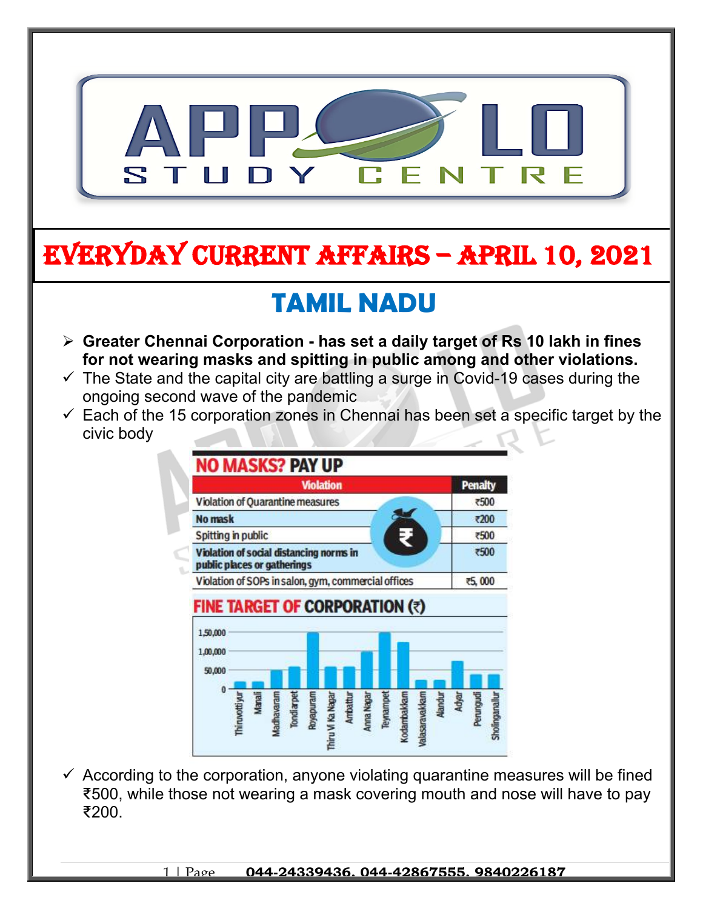# EVERYDAY CURRENT AFFAIRS – APRIL 10, 2021

## TAMIL NADU

- **Greater Chennai Corporation - has set a daily target of Rs 10 lakh in fines for not wearing masks and spitting in public among and other violations.**
- ✓ The State and the capital city are battling a surge in Covid-19 cases during the ongoing second wave of the pandemic
- ✓ Each of the 15 corporation zones in Chennai has been set a specific target by the civic body

**NO MASKS? PAY UP**

| Violation | Penalty |
|---|---|
| Violation of Quarantine measures | ₹500 |
| No mask | ₹200 |
| Spitting in public | ₹500 |
| Violation of social distancing norms in public places or gatherings | ₹500 |
| Violation of SOPs in salon, gym, commercial offices | ₹5, 000 |

**FINE TARGET OF CORPORATION (₹)**

Zones: Thiruvottiyur, Manali, Madhavaram, Tondiarpet, Royapuram, Thiru Vi Ka Nagar, Ambattur, Anna Nagar, Teynampet, Kodambakkam, Valasaravakkam, Alandur, Adyar, Perungudi, Sholinganallur

- ✓ According to the corporation, anyone violating quarantine measures will be fined ₹500, while those not wearing a mask covering mouth and nose will have to pay ₹200.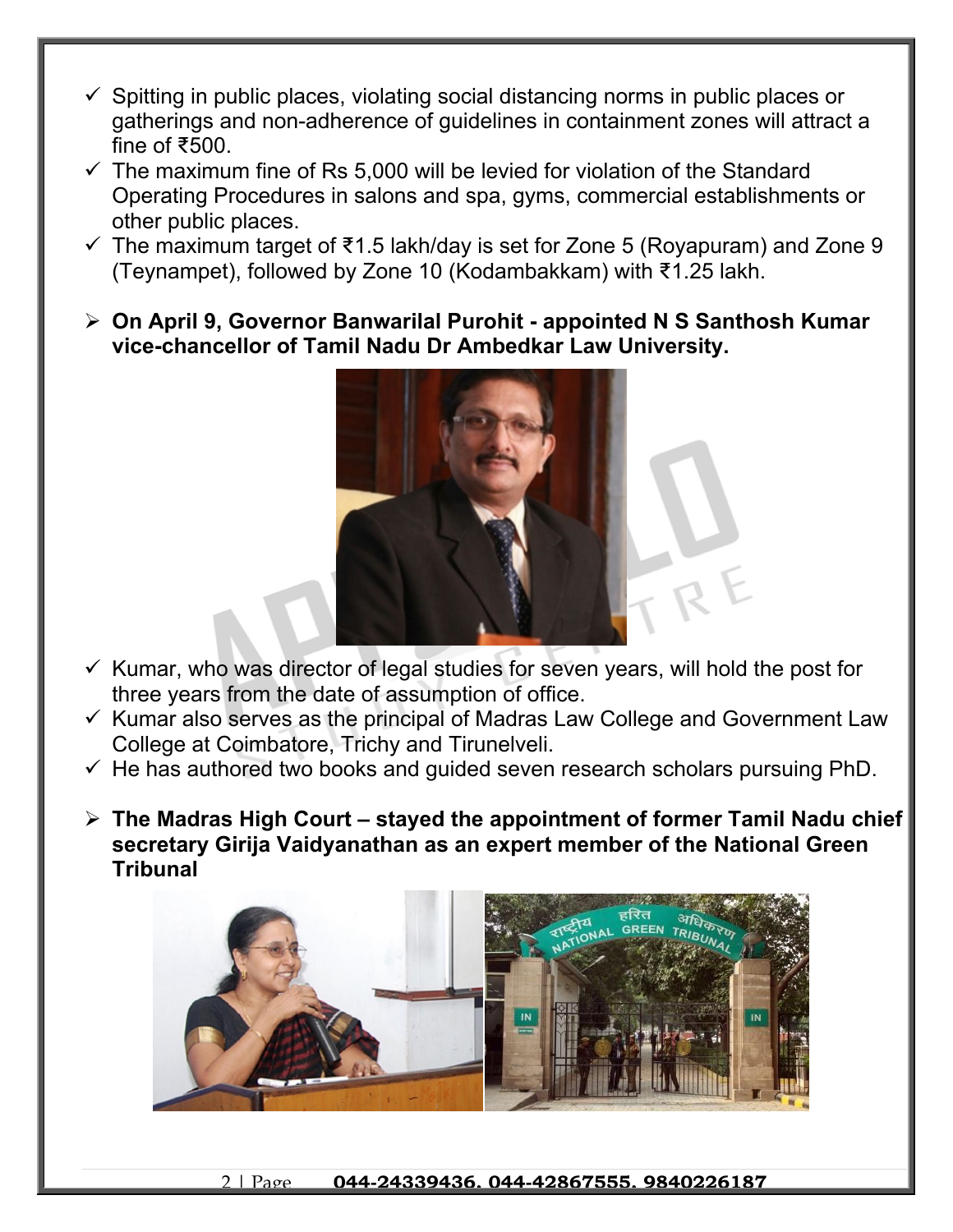- ✓ Spitting in public places, violating social distancing norms in public places or gatherings and non-adherence of guidelines in containment zones will attract a fine of ₹500.
- ✓ The maximum fine of Rs 5,000 will be levied for violation of the Standard Operating Procedures in salons and spa, gyms, commercial establishments or other public places.
- ✓ The maximum target of ₹1.5 lakh/day is set for Zone 5 (Royapuram) and Zone 9 (Teynampet), followed by Zone 10 (Kodambakkam) with ₹1.25 lakh.

- **On April 9, Governor Banwarilal Purohit - appointed N S Santhosh Kumar vice-chancellor of Tamil Nadu Dr Ambedkar Law University.**

  - ✓ Kumar, who was director of legal studies for seven years, will hold the post for three years from the date of assumption of office.
  - ✓ Kumar also serves as the principal of Madras Law College and Government Law College at Coimbatore, Trichy and Tirunelveli.
  - ✓ He has authored two books and guided seven research scholars pursuing PhD.

- **The Madras High Court – stayed the appointment of former Tamil Nadu chief secretary Girija Vaidyanathan as an expert member of the National Green Tribunal**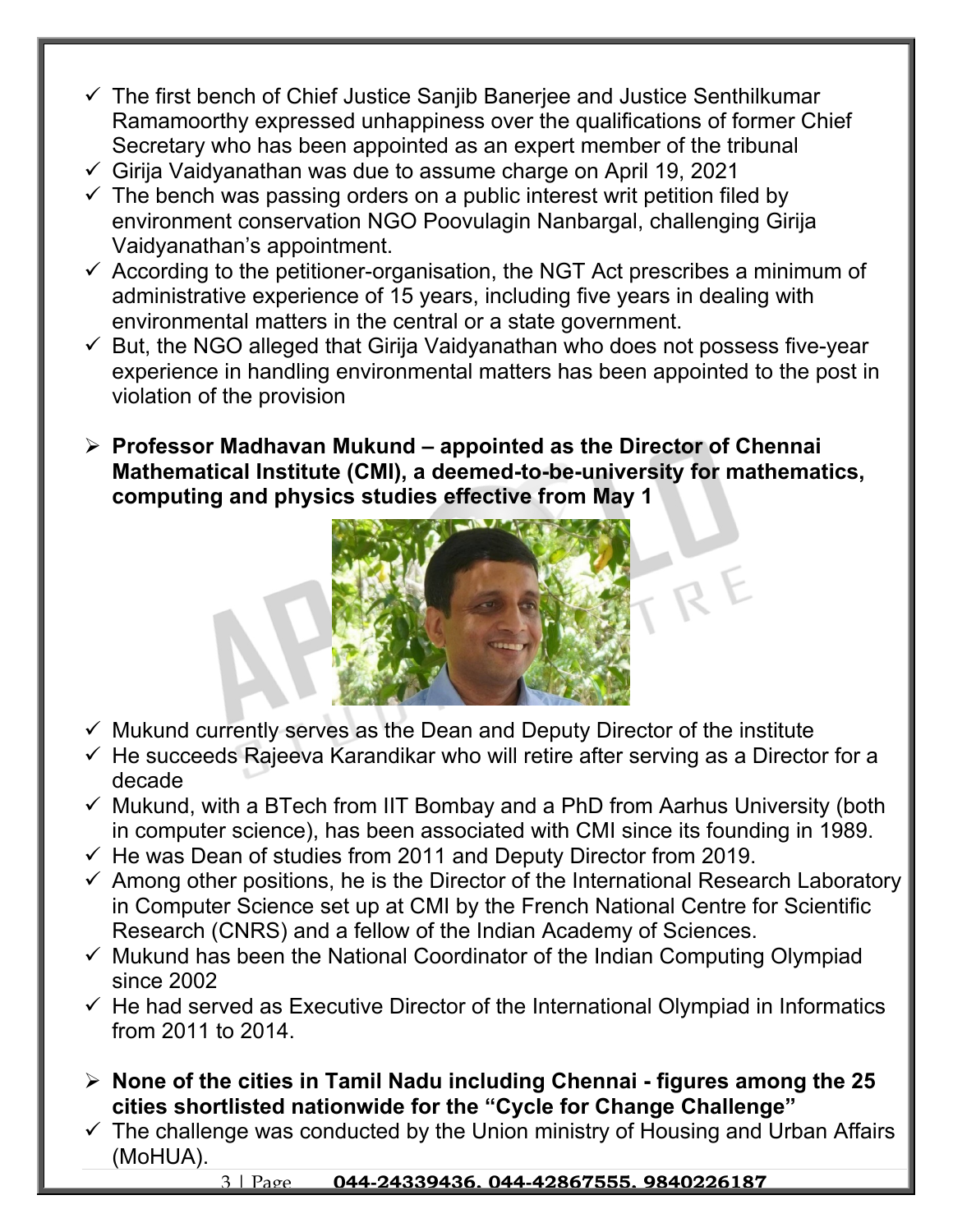- ✓ The first bench of Chief Justice Sanjib Banerjee and Justice Senthilkumar Ramamoorthy expressed unhappiness over the qualifications of former Chief Secretary who has been appointed as an expert member of the tribunal
- ✓ Girija Vaidyanathan was due to assume charge on April 19, 2021
- ✓ The bench was passing orders on a public interest writ petition filed by environment conservation NGO Poovulagin Nanbargal, challenging Girija Vaidyanathan's appointment.
- ✓ According to the petitioner-organisation, the NGT Act prescribes a minimum of administrative experience of 15 years, including five years in dealing with environmental matters in the central or a state government.
- ✓ But, the NGO alleged that Girija Vaidyanathan who does not possess five-year experience in handling environmental matters has been appointed to the post in violation of the provision

➢ **Professor Madhavan Mukund – appointed as the Director of Chennai Mathematical Institute (CMI), a deemed-to-be-university for mathematics, computing and physics studies effective from May 1**

- ✓ Mukund currently serves as the Dean and Deputy Director of the institute
- ✓ He succeeds Rajeeva Karandikar who will retire after serving as a Director for a decade
- ✓ Mukund, with a BTech from IIT Bombay and a PhD from Aarhus University (both in computer science), has been associated with CMI since its founding in 1989.
- ✓ He was Dean of studies from 2011 and Deputy Director from 2019.
- ✓ Among other positions, he is the Director of the International Research Laboratory in Computer Science set up at CMI by the French National Centre for Scientific Research (CNRS) and a fellow of the Indian Academy of Sciences.
- ✓ Mukund has been the National Coordinator of the Indian Computing Olympiad since 2002
- ✓ He had served as Executive Director of the International Olympiad in Informatics from 2011 to 2014.

➢ **None of the cities in Tamil Nadu including Chennai - figures among the 25 cities shortlisted nationwide for the "Cycle for Change Challenge"**

- ✓ The challenge was conducted by the Union ministry of Housing and Urban Affairs (MoHUA).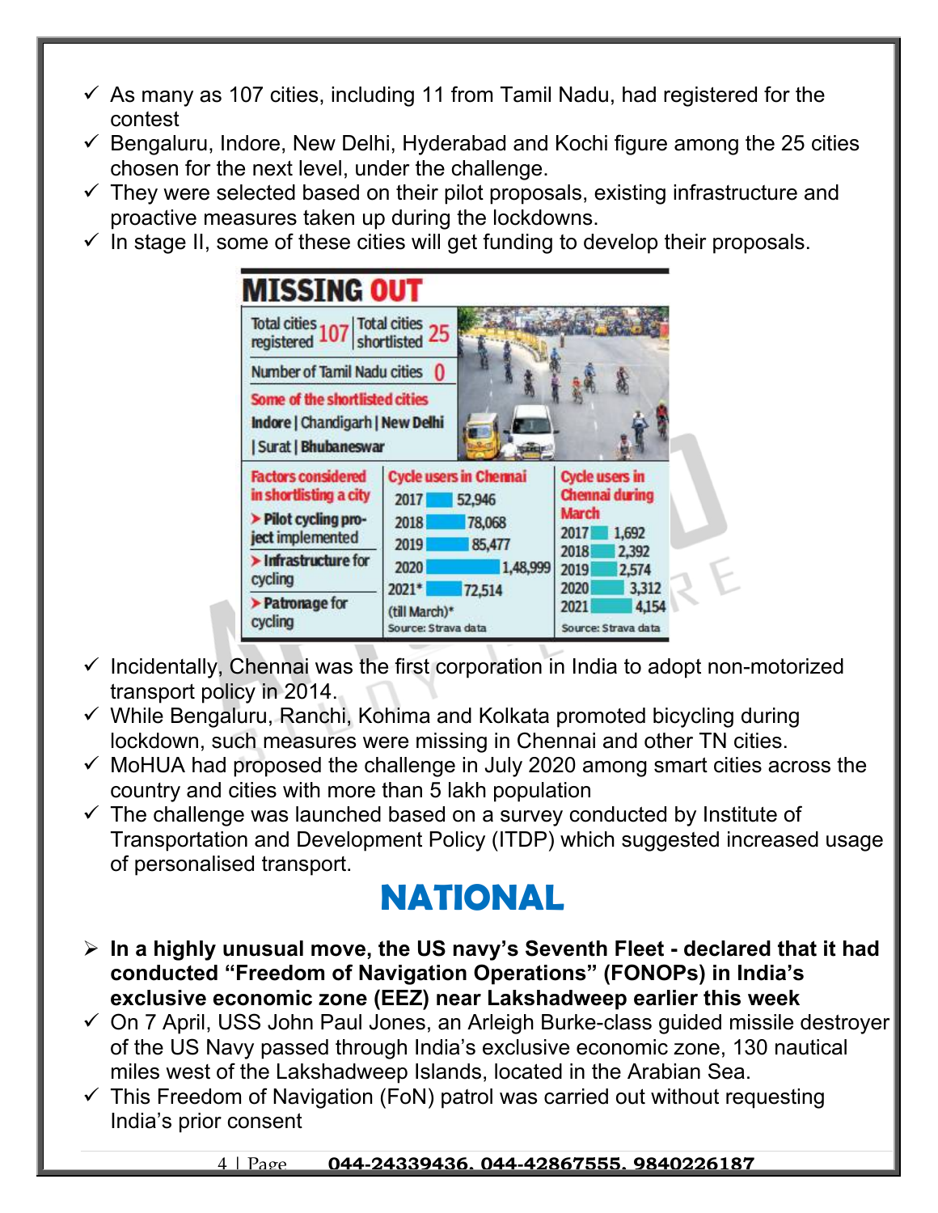- ✓ As many as 107 cities, including 11 from Tamil Nadu, had registered for the contest
- ✓ Bengaluru, Indore, New Delhi, Hyderabad and Kochi figure among the 25 cities chosen for the next level, under the challenge.
- ✓ They were selected based on their pilot proposals, existing infrastructure and proactive measures taken up during the lockdowns.
- ✓ In stage II, some of these cities will get funding to develop their proposals.

**MISSING OUT**

| Total cities registered | 107 |
|---|---|
| Total cities shortlisted | 25 |
| Number of Tamil Nadu cities | 0 |

**Some of the shortlisted cities**

Indore | Chandigarh | New Delhi | Surat | Bhubaneswar

**Factors considered in shortlisting a city**

- Pilot cycling project implemented
- Infrastructure for cycling
- Patronage for cycling

**Cycle users in Chennai**

| Year | Users |
|---|---|
| 2017 | 52,946 |
| 2018 | 78,068 |
| 2019 | 85,477 |
| 2020 | 1,48,999 |
| 2021* | 72,514 |

(till March)*

Source: Strava data

**Cycle users in Chennai during March**

| Year | Users |
|---|---|
| 2017 | 1,692 |
| 2018 | 2,392 |
| 2019 | 2,574 |
| 2020 | 3,312 |
| 2021 | 4,154 |

Source: Strava data

- ✓ Incidentally, Chennai was the first corporation in India to adopt non-motorized transport policy in 2014.
- ✓ While Bengaluru, Ranchi, Kohima and Kolkata promoted bicycling during lockdown, such measures were missing in Chennai and other TN cities.
- ✓ MoHUA had proposed the challenge in July 2020 among smart cities across the country and cities with more than 5 lakh population
- ✓ The challenge was launched based on a survey conducted by Institute of Transportation and Development Policy (ITDP) which suggested increased usage of personalised transport.

# NATIONAL

- ➢ **In a highly unusual move, the US navy's Seventh Fleet - declared that it had conducted "Freedom of Navigation Operations" (FONOPs) in India's exclusive economic zone (EEZ) near Lakshadweep earlier this week**
- ✓ On 7 April, USS John Paul Jones, an Arleigh Burke-class guided missile destroyer of the US Navy passed through India's exclusive economic zone, 130 nautical miles west of the Lakshadweep Islands, located in the Arabian Sea.
- ✓ This Freedom of Navigation (FoN) patrol was carried out without requesting India's prior consent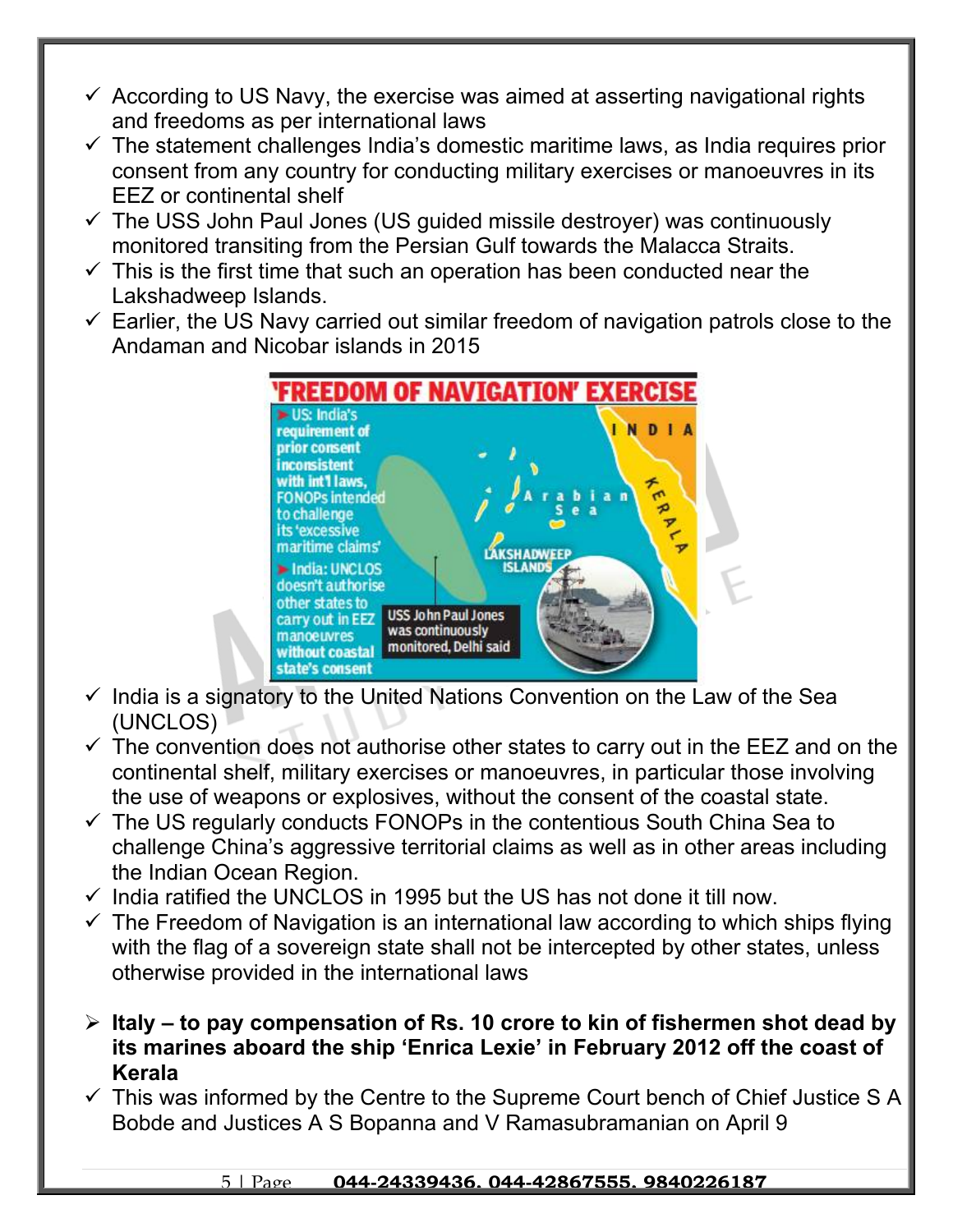- ✓ According to US Navy, the exercise was aimed at asserting navigational rights and freedoms as per international laws
- ✓ The statement challenges India's domestic maritime laws, as India requires prior consent from any country for conducting military exercises or manoeuvres in its EEZ or continental shelf
- ✓ The USS John Paul Jones (US guided missile destroyer) was continuously monitored transiting from the Persian Gulf towards the Malacca Straits.
- ✓ This is the first time that such an operation has been conducted near the Lakshadweep Islands.
- ✓ Earlier, the US Navy carried out similar freedom of navigation patrols close to the Andaman and Nicobar islands in 2015

**'FREEDOM OF NAVIGATION' EXERCISE**

- US: India's requirement of prior consent inconsistent with int'l laws, FONOPs intended to challenge its 'excessive maritime claims'
- India: UNCLOS doesn't authorise other states to carry out in EEZ manoeuvres without coastal state's consent

INDIA | KERALA | Arabian Sea | LAKSHADWEEP ISLANDS

USS John Paul Jones was continuously monitored, Delhi said

- ✓ India is a signatory to the United Nations Convention on the Law of the Sea (UNCLOS)
- ✓ The convention does not authorise other states to carry out in the EEZ and on the continental shelf, military exercises or manoeuvres, in particular those involving the use of weapons or explosives, without the consent of the coastal state.
- ✓ The US regularly conducts FONOPs in the contentious South China Sea to challenge China's aggressive territorial claims as well as in other areas including the Indian Ocean Region.
- ✓ India ratified the UNCLOS in 1995 but the US has not done it till now.
- ✓ The Freedom of Navigation is an international law according to which ships flying with the flag of a sovereign state shall not be intercepted by other states, unless otherwise provided in the international laws

- **Italy – to pay compensation of Rs. 10 crore to kin of fishermen shot dead by its marines aboard the ship 'Enrica Lexie' in February 2012 off the coast of Kerala**
- ✓ This was informed by the Centre to the Supreme Court bench of Chief Justice S A Bobde and Justices A S Bopanna and V Ramasubramanian on April 9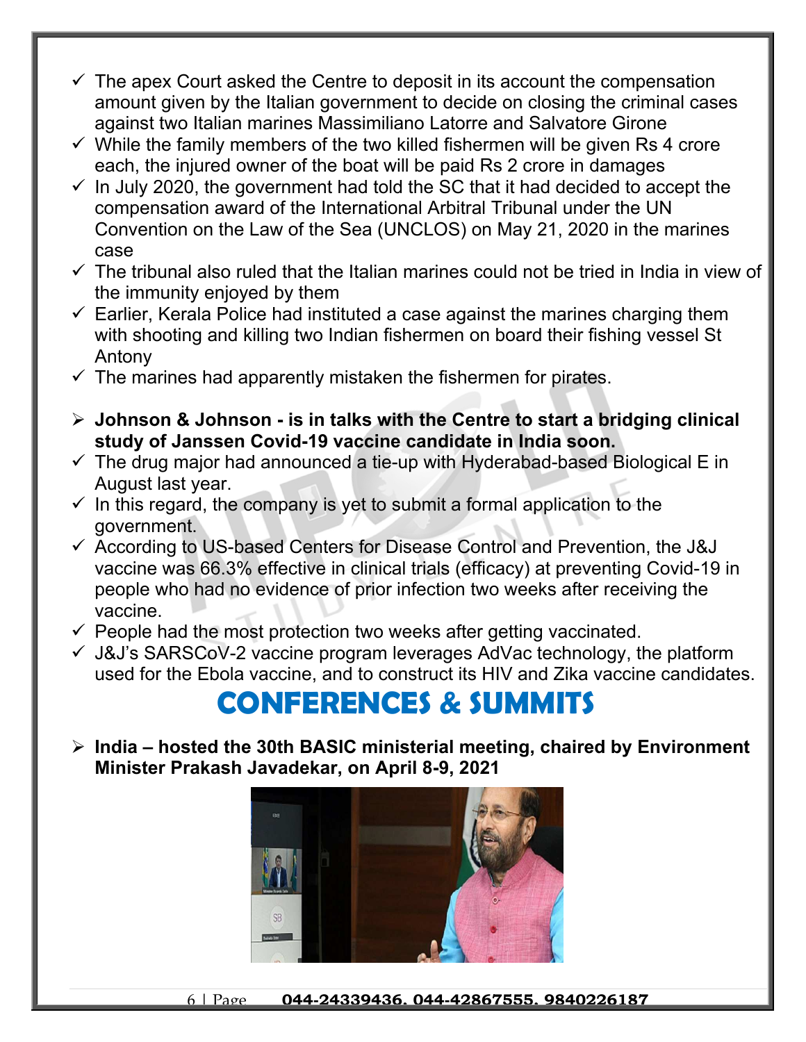- The apex Court asked the Centre to deposit in its account the compensation amount given by the Italian government to decide on closing the criminal cases against two Italian marines Massimiliano Latorre and Salvatore Girone
- While the family members of the two killed fishermen will be given Rs 4 crore each, the injured owner of the boat will be paid Rs 2 crore in damages
- In July 2020, the government had told the SC that it had decided to accept the compensation award of the International Arbitral Tribunal under the UN Convention on the Law of the Sea (UNCLOS) on May 21, 2020 in the marines case
- The tribunal also ruled that the Italian marines could not be tried in India in view of the immunity enjoyed by them
- Earlier, Kerala Police had instituted a case against the marines charging them with shooting and killing two Indian fishermen on board their fishing vessel St Antony
- The marines had apparently mistaken the fishermen for pirates.

- **Johnson & Johnson - is in talks with the Centre to start a bridging clinical study of Janssen Covid-19 vaccine candidate in India soon.**
- The drug major had announced a tie-up with Hyderabad-based Biological E in August last year.
- In this regard, the company is yet to submit a formal application to the government.
- According to US-based Centers for Disease Control and Prevention, the J&J vaccine was 66.3% effective in clinical trials (efficacy) at preventing Covid-19 in people who had no evidence of prior infection two weeks after receiving the vaccine.
- People had the most protection two weeks after getting vaccinated.
- J&J's SARSCoV-2 vaccine program leverages AdVac technology, the platform used for the Ebola vaccine, and to construct its HIV and Zika vaccine candidates.

# CONFERENCES & SUMMITS

- **India – hosted the 30th BASIC ministerial meeting, chaired by Environment Minister Prakash Javadekar, on April 8-9, 2021**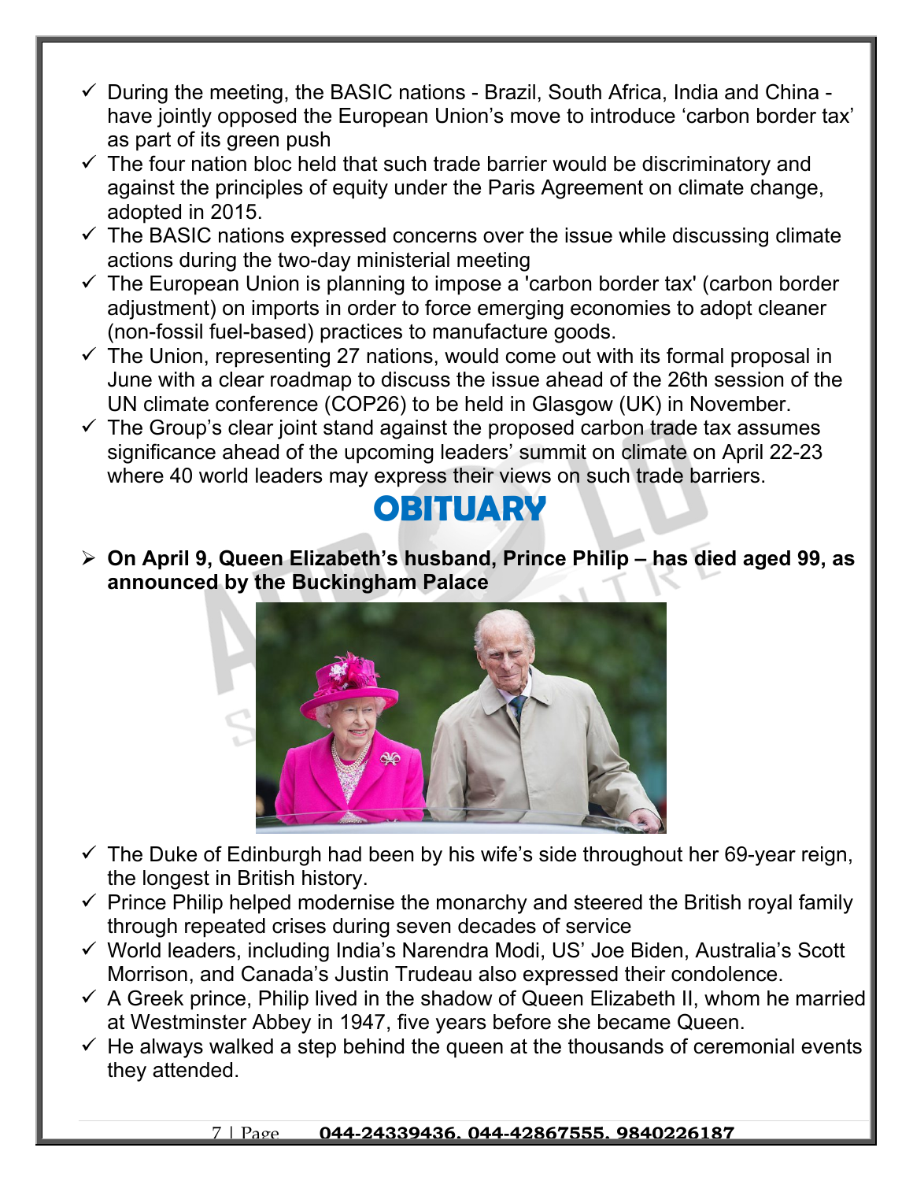- ✓ During the meeting, the BASIC nations - Brazil, South Africa, India and China - have jointly opposed the European Union's move to introduce 'carbon border tax' as part of its green push
- ✓ The four nation bloc held that such trade barrier would be discriminatory and against the principles of equity under the Paris Agreement on climate change, adopted in 2015.
- ✓ The BASIC nations expressed concerns over the issue while discussing climate actions during the two-day ministerial meeting
- ✓ The European Union is planning to impose a 'carbon border tax' (carbon border adjustment) on imports in order to force emerging economies to adopt cleaner (non-fossil fuel-based) practices to manufacture goods.
- ✓ The Union, representing 27 nations, would come out with its formal proposal in June with a clear roadmap to discuss the issue ahead of the 26th session of the UN climate conference (COP26) to be held in Glasgow (UK) in November.
- ✓ The Group's clear joint stand against the proposed carbon trade tax assumes significance ahead of the upcoming leaders' summit on climate on April 22-23 where 40 world leaders may express their views on such trade barriers.

# OBITUARY

- **On April 9, Queen Elizabeth's husband, Prince Philip – has died aged 99, as announced by the Buckingham Palace**

- ✓ The Duke of Edinburgh had been by his wife's side throughout her 69-year reign, the longest in British history.
- ✓ Prince Philip helped modernise the monarchy and steered the British royal family through repeated crises during seven decades of service
- ✓ World leaders, including India's Narendra Modi, US' Joe Biden, Australia's Scott Morrison, and Canada's Justin Trudeau also expressed their condolence.
- ✓ A Greek prince, Philip lived in the shadow of Queen Elizabeth II, whom he married at Westminster Abbey in 1947, five years before she became Queen.
- ✓ He always walked a step behind the queen at the thousands of ceremonial events they attended.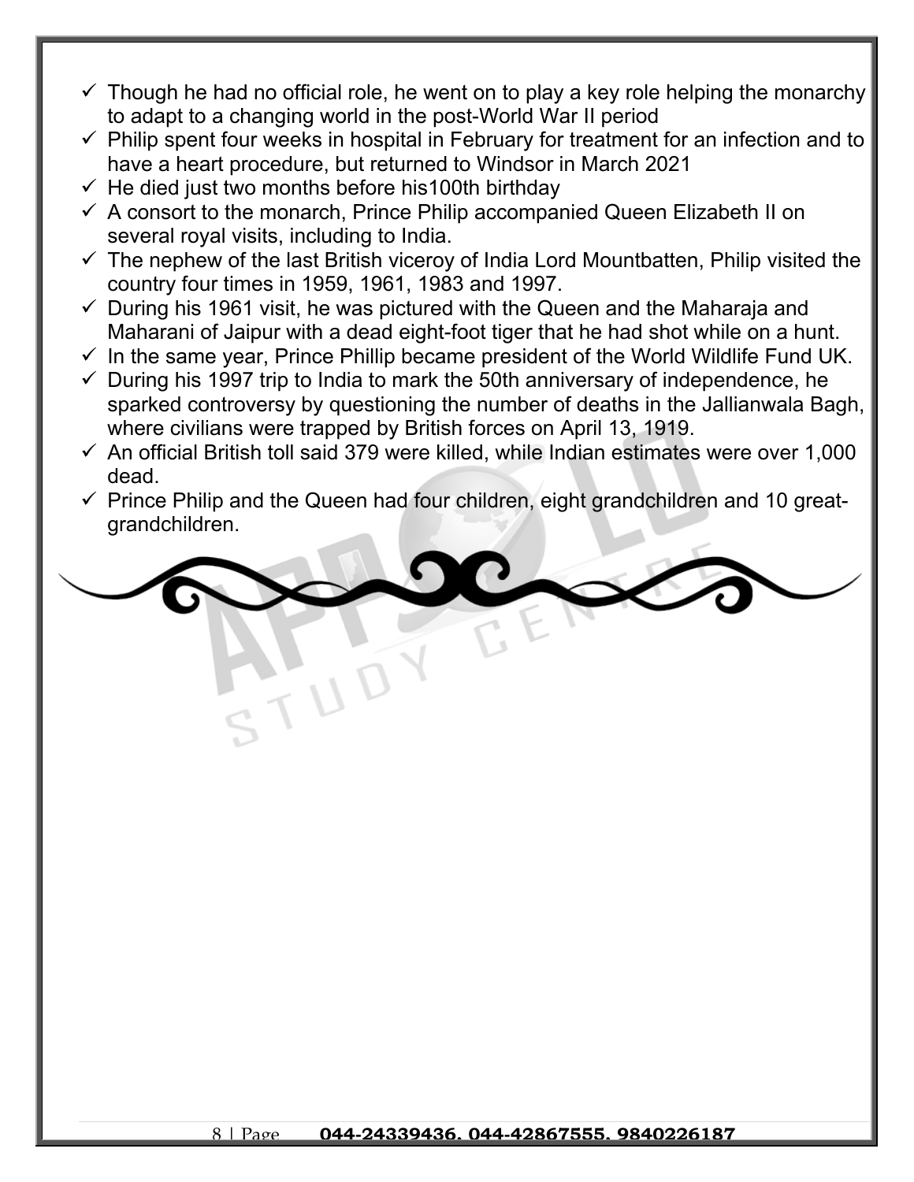- Though he had no official role, he went on to play a key role helping the monarchy to adapt to a changing world in the post-World War II period
- Philip spent four weeks in hospital in February for treatment for an infection and to have a heart procedure, but returned to Windsor in March 2021
- He died just two months before his100th birthday
- A consort to the monarch, Prince Philip accompanied Queen Elizabeth II on several royal visits, including to India.
- The nephew of the last British viceroy of India Lord Mountbatten, Philip visited the country four times in 1959, 1961, 1983 and 1997.
- During his 1961 visit, he was pictured with the Queen and the Maharaja and Maharani of Jaipur with a dead eight-foot tiger that he had shot while on a hunt.
- In the same year, Prince Phillip became president of the World Wildlife Fund UK.
- During his 1997 trip to India to mark the 50th anniversary of independence, he sparked controversy by questioning the number of deaths in the Jallianwala Bagh, where civilians were trapped by British forces on April 13, 1919.
- An official British toll said 379 were killed, while Indian estimates were over 1,000 dead.
- Prince Philip and the Queen had four children, eight grandchildren and 10 great-grandchildren.